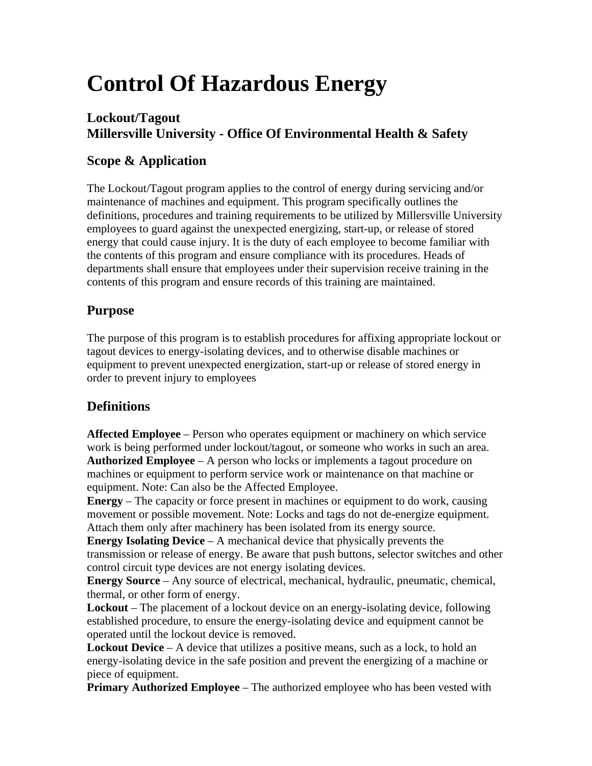# Control Of Hazardous Energy

### Lockout/Tagout
### Millersville University - Office Of Environmental Health & Safety

## Scope & Application

The Lockout/Tagout program applies to the control of energy during servicing and/or maintenance of machines and equipment. This program specifically outlines the definitions, procedures and training requirements to be utilized by Millersville University employees to guard against the unexpected energizing, start-up, or release of stored energy that could cause injury. It is the duty of each employee to become familiar with the contents of this program and ensure compliance with its procedures. Heads of departments shall ensure that employees under their supervision receive training in the contents of this program and ensure records of this training are maintained.

## Purpose

The purpose of this program is to establish procedures for affixing appropriate lockout or tagout devices to energy-isolating devices, and to otherwise disable machines or equipment to prevent unexpected energization, start-up or release of stored energy in order to prevent injury to employees

## Definitions

**Affected Employee** – Person who operates equipment or machinery on which service work is being performed under lockout/tagout, or someone who works in such an area.
**Authorized Employee** – A person who locks or implements a tagout procedure on machines or equipment to perform service work or maintenance on that machine or equipment. Note: Can also be the Affected Employee.
**Energy** – The capacity or force present in machines or equipment to do work, causing movement or possible movement. Note: Locks and tags do not de-energize equipment. Attach them only after machinery has been isolated from its energy source.
**Energy Isolating Device** – A mechanical device that physically prevents the transmission or release of energy. Be aware that push buttons, selector switches and other control circuit type devices are not energy isolating devices.
**Energy Source** – Any source of electrical, mechanical, hydraulic, pneumatic, chemical, thermal, or other form of energy.
**Lockout** – The placement of a lockout device on an energy-isolating device, following established procedure, to ensure the energy-isolating device and equipment cannot be operated until the lockout device is removed.
**Lockout Device** – A device that utilizes a positive means, such as a lock, to hold an energy-isolating device in the safe position and prevent the energizing of a machine or piece of equipment.
**Primary Authorized Employee** – The authorized employee who has been vested with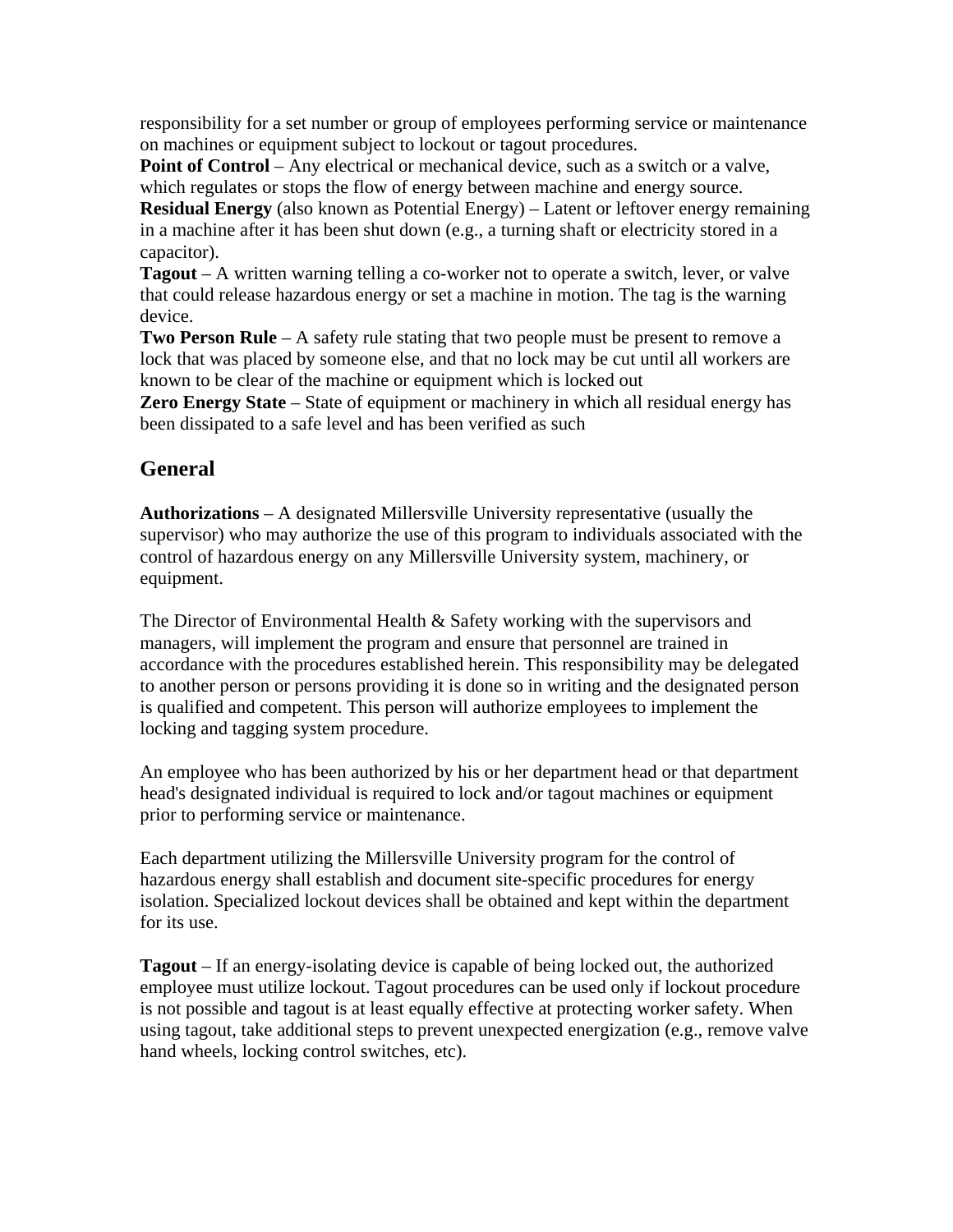responsibility for a set number or group of employees performing service or maintenance on machines or equipment subject to lockout or tagout procedures.

**Point of Control** – Any electrical or mechanical device, such as a switch or a valve, which regulates or stops the flow of energy between machine and energy source.

**Residual Energy** (also known as Potential Energy) – Latent or leftover energy remaining in a machine after it has been shut down (e.g., a turning shaft or electricity stored in a capacitor).

**Tagout** – A written warning telling a co-worker not to operate a switch, lever, or valve that could release hazardous energy or set a machine in motion. The tag is the warning device.

**Two Person Rule** – A safety rule stating that two people must be present to remove a lock that was placed by someone else, and that no lock may be cut until all workers are known to be clear of the machine or equipment which is locked out

**Zero Energy State** – State of equipment or machinery in which all residual energy has been dissipated to a safe level and has been verified as such

## General

**Authorizations** – A designated Millersville University representative (usually the supervisor) who may authorize the use of this program to individuals associated with the control of hazardous energy on any Millersville University system, machinery, or equipment.

The Director of Environmental Health & Safety working with the supervisors and managers, will implement the program and ensure that personnel are trained in accordance with the procedures established herein. This responsibility may be delegated to another person or persons providing it is done so in writing and the designated person is qualified and competent. This person will authorize employees to implement the locking and tagging system procedure.

An employee who has been authorized by his or her department head or that department head's designated individual is required to lock and/or tagout machines or equipment prior to performing service or maintenance.

Each department utilizing the Millersville University program for the control of hazardous energy shall establish and document site-specific procedures for energy isolation. Specialized lockout devices shall be obtained and kept within the department for its use.

**Tagout** – If an energy-isolating device is capable of being locked out, the authorized employee must utilize lockout. Tagout procedures can be used only if lockout procedure is not possible and tagout is at least equally effective at protecting worker safety. When using tagout, take additional steps to prevent unexpected energization (e.g., remove valve hand wheels, locking control switches, etc).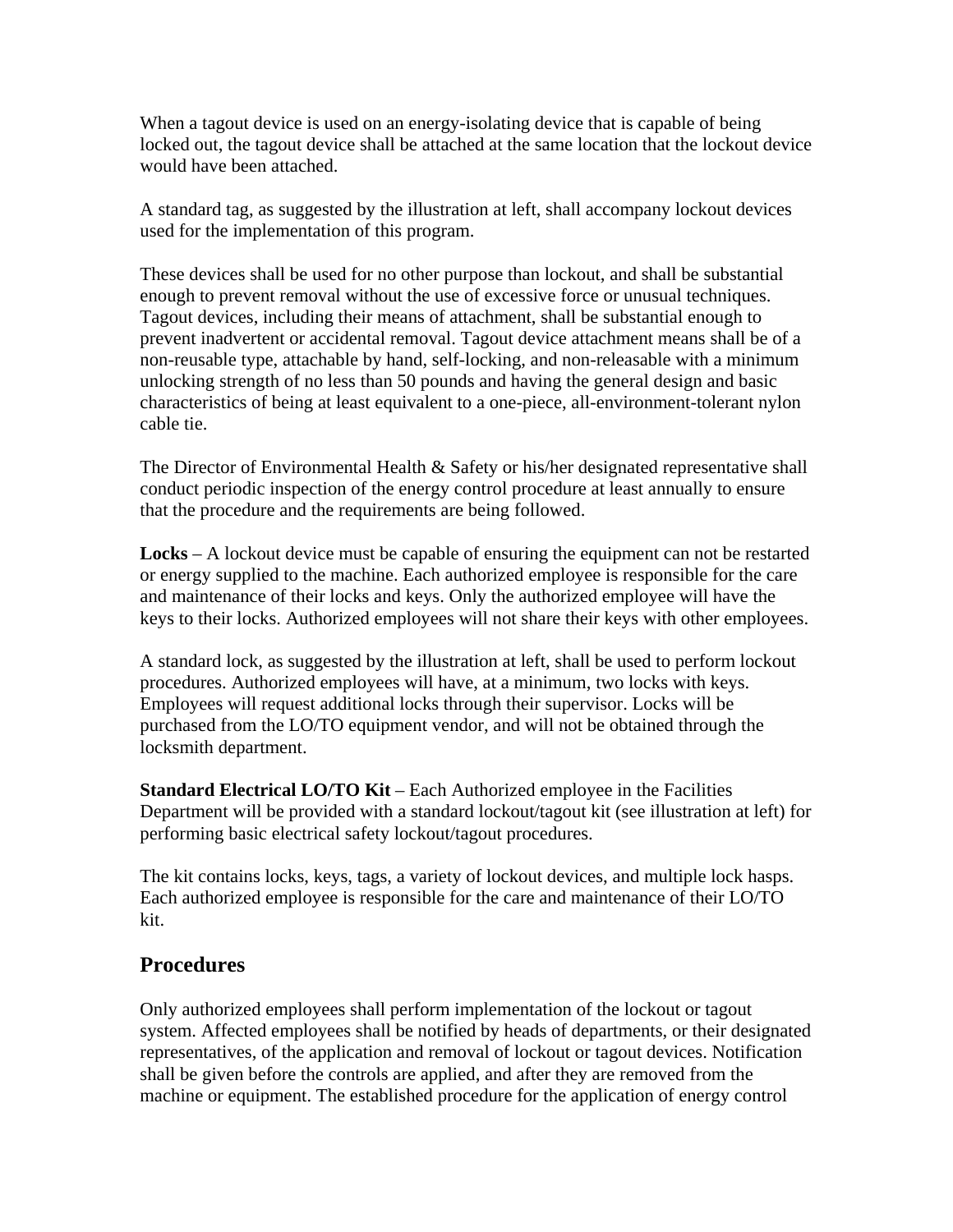When a tagout device is used on an energy-isolating device that is capable of being locked out, the tagout device shall be attached at the same location that the lockout device would have been attached.

A standard tag, as suggested by the illustration at left, shall accompany lockout devices used for the implementation of this program.

These devices shall be used for no other purpose than lockout, and shall be substantial enough to prevent removal without the use of excessive force or unusual techniques. Tagout devices, including their means of attachment, shall be substantial enough to prevent inadvertent or accidental removal. Tagout device attachment means shall be of a non-reusable type, attachable by hand, self-locking, and non-releasable with a minimum unlocking strength of no less than 50 pounds and having the general design and basic characteristics of being at least equivalent to a one-piece, all-environment-tolerant nylon cable tie.

The Director of Environmental Health & Safety or his/her designated representative shall conduct periodic inspection of the energy control procedure at least annually to ensure that the procedure and the requirements are being followed.

**Locks** – A lockout device must be capable of ensuring the equipment can not be restarted or energy supplied to the machine. Each authorized employee is responsible for the care and maintenance of their locks and keys. Only the authorized employee will have the keys to their locks. Authorized employees will not share their keys with other employees.

A standard lock, as suggested by the illustration at left, shall be used to perform lockout procedures. Authorized employees will have, at a minimum, two locks with keys. Employees will request additional locks through their supervisor. Locks will be purchased from the LO/TO equipment vendor, and will not be obtained through the locksmith department.

**Standard Electrical LO/TO Kit** – Each Authorized employee in the Facilities Department will be provided with a standard lockout/tagout kit (see illustration at left) for performing basic electrical safety lockout/tagout procedures.

The kit contains locks, keys, tags, a variety of lockout devices, and multiple lock hasps. Each authorized employee is responsible for the care and maintenance of their LO/TO kit.

## Procedures

Only authorized employees shall perform implementation of the lockout or tagout system. Affected employees shall be notified by heads of departments, or their designated representatives, of the application and removal of lockout or tagout devices. Notification shall be given before the controls are applied, and after they are removed from the machine or equipment. The established procedure for the application of energy control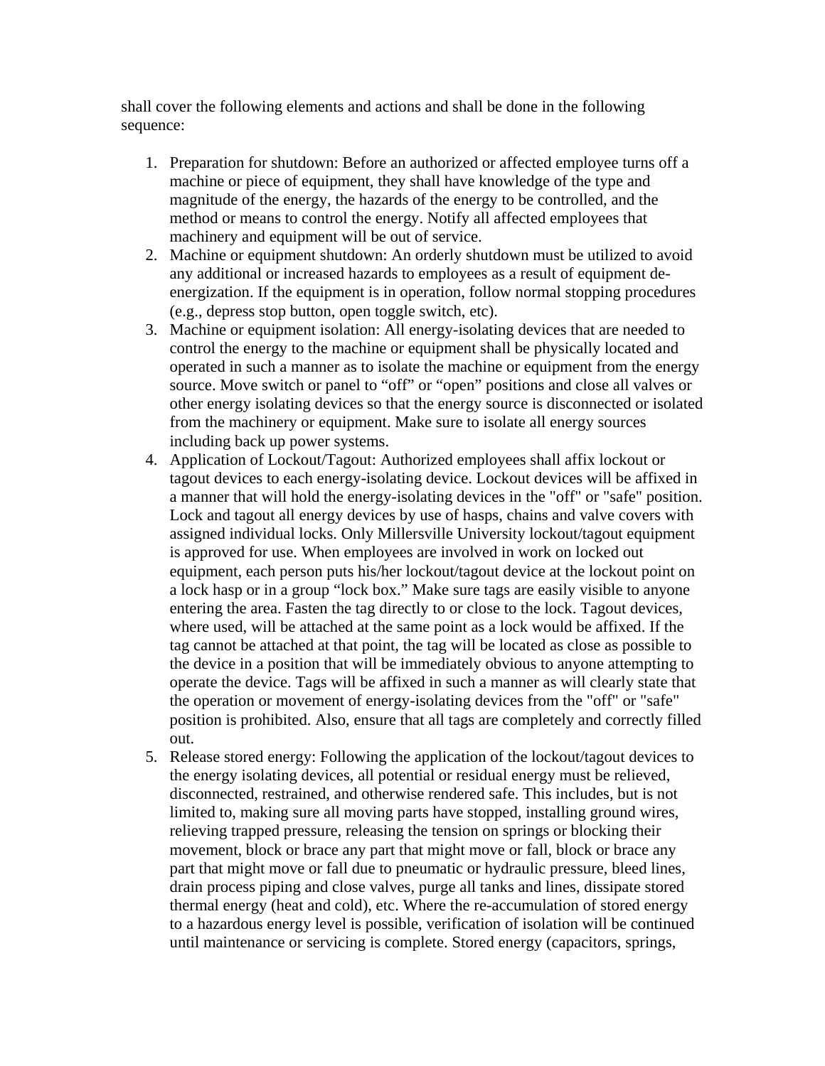shall cover the following elements and actions and shall be done in the following sequence:

1. Preparation for shutdown: Before an authorized or affected employee turns off a machine or piece of equipment, they shall have knowledge of the type and magnitude of the energy, the hazards of the energy to be controlled, and the method or means to control the energy. Notify all affected employees that machinery and equipment will be out of service.
2. Machine or equipment shutdown: An orderly shutdown must be utilized to avoid any additional or increased hazards to employees as a result of equipment de-energization. If the equipment is in operation, follow normal stopping procedures (e.g., depress stop button, open toggle switch, etc).
3. Machine or equipment isolation: All energy-isolating devices that are needed to control the energy to the machine or equipment shall be physically located and operated in such a manner as to isolate the machine or equipment from the energy source. Move switch or panel to "off" or "open" positions and close all valves or other energy isolating devices so that the energy source is disconnected or isolated from the machinery or equipment. Make sure to isolate all energy sources including back up power systems.
4. Application of Lockout/Tagout: Authorized employees shall affix lockout or tagout devices to each energy-isolating device. Lockout devices will be affixed in a manner that will hold the energy-isolating devices in the "off" or "safe" position. Lock and tagout all energy devices by use of hasps, chains and valve covers with assigned individual locks. Only Millersville University lockout/tagout equipment is approved for use. When employees are involved in work on locked out equipment, each person puts his/her lockout/tagout device at the lockout point on a lock hasp or in a group "lock box." Make sure tags are easily visible to anyone entering the area. Fasten the tag directly to or close to the lock. Tagout devices, where used, will be attached at the same point as a lock would be affixed. If the tag cannot be attached at that point, the tag will be located as close as possible to the device in a position that will be immediately obvious to anyone attempting to operate the device. Tags will be affixed in such a manner as will clearly state that the operation or movement of energy-isolating devices from the "off" or "safe" position is prohibited. Also, ensure that all tags are completely and correctly filled out.
5. Release stored energy: Following the application of the lockout/tagout devices to the energy isolating devices, all potential or residual energy must be relieved, disconnected, restrained, and otherwise rendered safe. This includes, but is not limited to, making sure all moving parts have stopped, installing ground wires, relieving trapped pressure, releasing the tension on springs or blocking their movement, block or brace any part that might move or fall, block or brace any part that might move or fall due to pneumatic or hydraulic pressure, bleed lines, drain process piping and close valves, purge all tanks and lines, dissipate stored thermal energy (heat and cold), etc. Where the re-accumulation of stored energy to a hazardous energy level is possible, verification of isolation will be continued until maintenance or servicing is complete. Stored energy (capacitors, springs,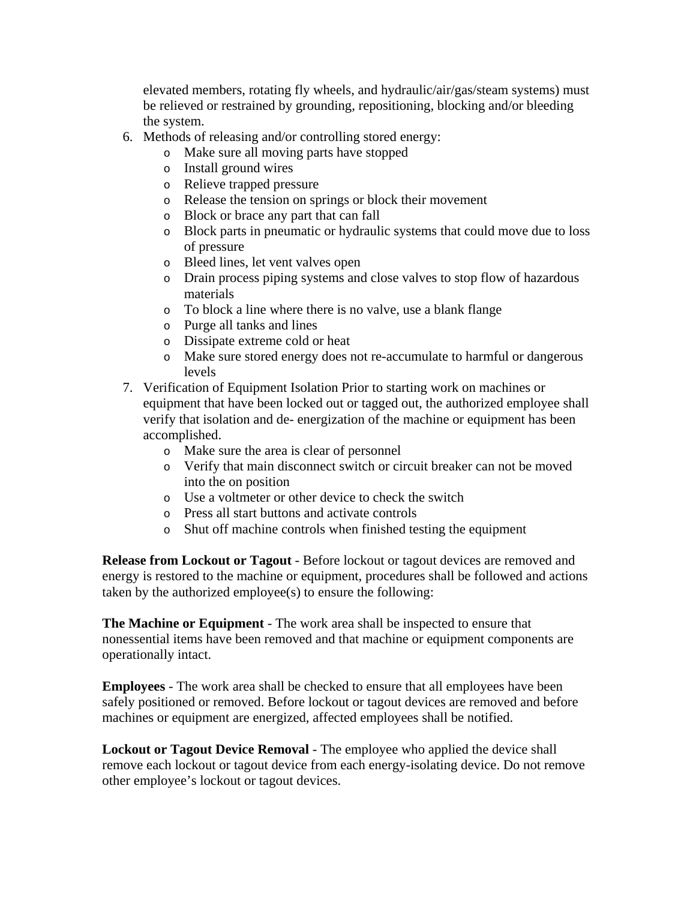elevated members, rotating fly wheels, and hydraulic/air/gas/steam systems) must be relieved or restrained by grounding, repositioning, blocking and/or bleeding the system.

6. Methods of releasing and/or controlling stored energy:
   - Make sure all moving parts have stopped
   - Install ground wires
   - Relieve trapped pressure
   - Release the tension on springs or block their movement
   - Block or brace any part that can fall
   - Block parts in pneumatic or hydraulic systems that could move due to loss of pressure
   - Bleed lines, let vent valves open
   - Drain process piping systems and close valves to stop flow of hazardous materials
   - To block a line where there is no valve, use a blank flange
   - Purge all tanks and lines
   - Dissipate extreme cold or heat
   - Make sure stored energy does not re-accumulate to harmful or dangerous levels
7. Verification of Equipment Isolation Prior to starting work on machines or equipment that have been locked out or tagged out, the authorized employee shall verify that isolation and de- energization of the machine or equipment has been accomplished.
   - Make sure the area is clear of personnel
   - Verify that main disconnect switch or circuit breaker can not be moved into the on position
   - Use a voltmeter or other device to check the switch
   - Press all start buttons and activate controls
   - Shut off machine controls when finished testing the equipment

**Release from Lockout or Tagout** - Before lockout or tagout devices are removed and energy is restored to the machine or equipment, procedures shall be followed and actions taken by the authorized employee(s) to ensure the following:

**The Machine or Equipment** - The work area shall be inspected to ensure that nonessential items have been removed and that machine or equipment components are operationally intact.

**Employees** - The work area shall be checked to ensure that all employees have been safely positioned or removed. Before lockout or tagout devices are removed and before machines or equipment are energized, affected employees shall be notified.

**Lockout or Tagout Device Removal** - The employee who applied the device shall remove each lockout or tagout device from each energy-isolating device. Do not remove other employee's lockout or tagout devices.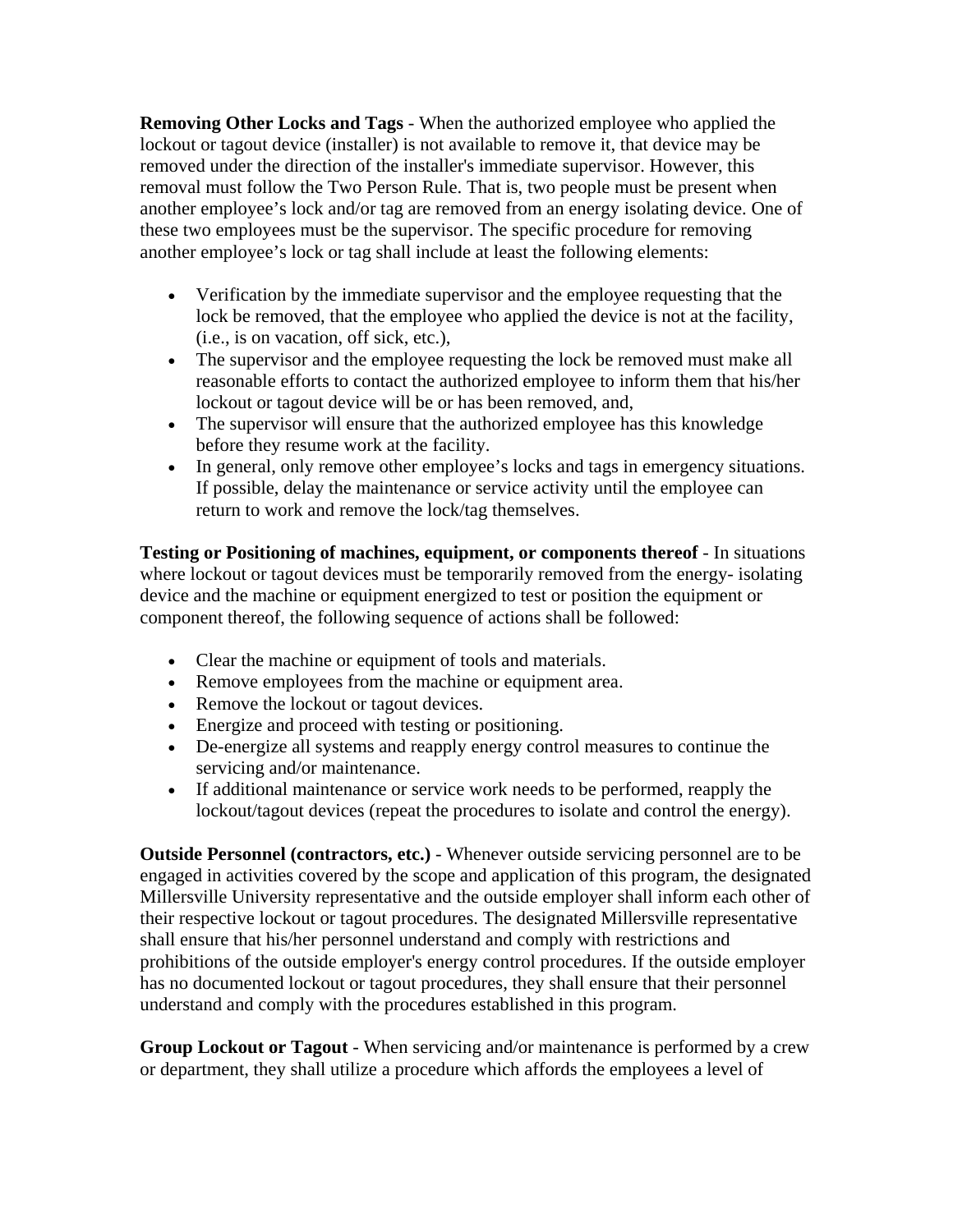**Removing Other Locks and Tags** - When the authorized employee who applied the lockout or tagout device (installer) is not available to remove it, that device may be removed under the direction of the installer's immediate supervisor. However, this removal must follow the Two Person Rule. That is, two people must be present when another employee's lock and/or tag are removed from an energy isolating device. One of these two employees must be the supervisor. The specific procedure for removing another employee's lock or tag shall include at least the following elements:

- Verification by the immediate supervisor and the employee requesting that the lock be removed, that the employee who applied the device is not at the facility, (i.e., is on vacation, off sick, etc.),
- The supervisor and the employee requesting the lock be removed must make all reasonable efforts to contact the authorized employee to inform them that his/her lockout or tagout device will be or has been removed, and,
- The supervisor will ensure that the authorized employee has this knowledge before they resume work at the facility.
- In general, only remove other employee's locks and tags in emergency situations. If possible, delay the maintenance or service activity until the employee can return to work and remove the lock/tag themselves.

**Testing or Positioning of machines, equipment, or components thereof** - In situations where lockout or tagout devices must be temporarily removed from the energy- isolating device and the machine or equipment energized to test or position the equipment or component thereof, the following sequence of actions shall be followed:

- Clear the machine or equipment of tools and materials.
- Remove employees from the machine or equipment area.
- Remove the lockout or tagout devices.
- Energize and proceed with testing or positioning.
- De-energize all systems and reapply energy control measures to continue the servicing and/or maintenance.
- If additional maintenance or service work needs to be performed, reapply the lockout/tagout devices (repeat the procedures to isolate and control the energy).

**Outside Personnel (contractors, etc.)** - Whenever outside servicing personnel are to be engaged in activities covered by the scope and application of this program, the designated Millersville University representative and the outside employer shall inform each other of their respective lockout or tagout procedures. The designated Millersville representative shall ensure that his/her personnel understand and comply with restrictions and prohibitions of the outside employer's energy control procedures. If the outside employer has no documented lockout or tagout procedures, they shall ensure that their personnel understand and comply with the procedures established in this program.

**Group Lockout or Tagout** - When servicing and/or maintenance is performed by a crew or department, they shall utilize a procedure which affords the employees a level of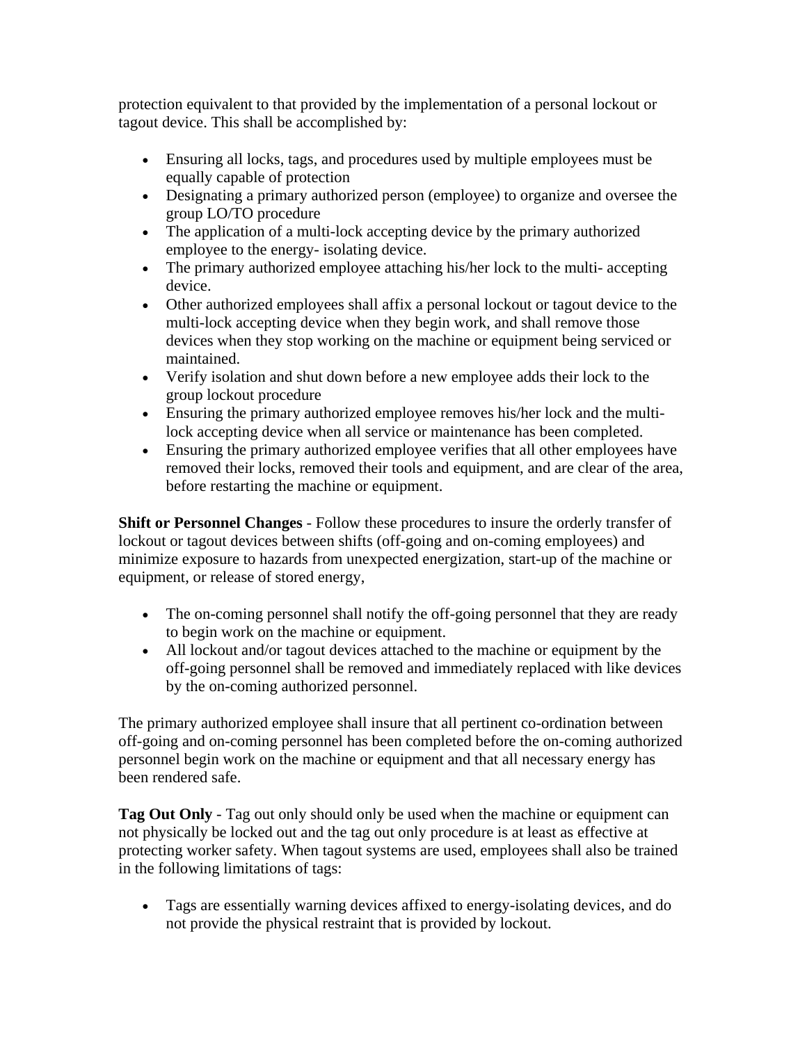protection equivalent to that provided by the implementation of a personal lockout or tagout device. This shall be accomplished by:

- Ensuring all locks, tags, and procedures used by multiple employees must be equally capable of protection
- Designating a primary authorized person (employee) to organize and oversee the group LO/TO procedure
- The application of a multi-lock accepting device by the primary authorized employee to the energy- isolating device.
- The primary authorized employee attaching his/her lock to the multi- accepting device.
- Other authorized employees shall affix a personal lockout or tagout device to the multi-lock accepting device when they begin work, and shall remove those devices when they stop working on the machine or equipment being serviced or maintained.
- Verify isolation and shut down before a new employee adds their lock to the group lockout procedure
- Ensuring the primary authorized employee removes his/her lock and the multi-lock accepting device when all service or maintenance has been completed.
- Ensuring the primary authorized employee verifies that all other employees have removed their locks, removed their tools and equipment, and are clear of the area, before restarting the machine or equipment.

**Shift or Personnel Changes** - Follow these procedures to insure the orderly transfer of lockout or tagout devices between shifts (off-going and on-coming employees) and minimize exposure to hazards from unexpected energization, start-up of the machine or equipment, or release of stored energy,

- The on-coming personnel shall notify the off-going personnel that they are ready to begin work on the machine or equipment.
- All lockout and/or tagout devices attached to the machine or equipment by the off-going personnel shall be removed and immediately replaced with like devices by the on-coming authorized personnel.

The primary authorized employee shall insure that all pertinent co-ordination between off-going and on-coming personnel has been completed before the on-coming authorized personnel begin work on the machine or equipment and that all necessary energy has been rendered safe.

**Tag Out Only** - Tag out only should only be used when the machine or equipment can not physically be locked out and the tag out only procedure is at least as effective at protecting worker safety. When tagout systems are used, employees shall also be trained in the following limitations of tags:

- Tags are essentially warning devices affixed to energy-isolating devices, and do not provide the physical restraint that is provided by lockout.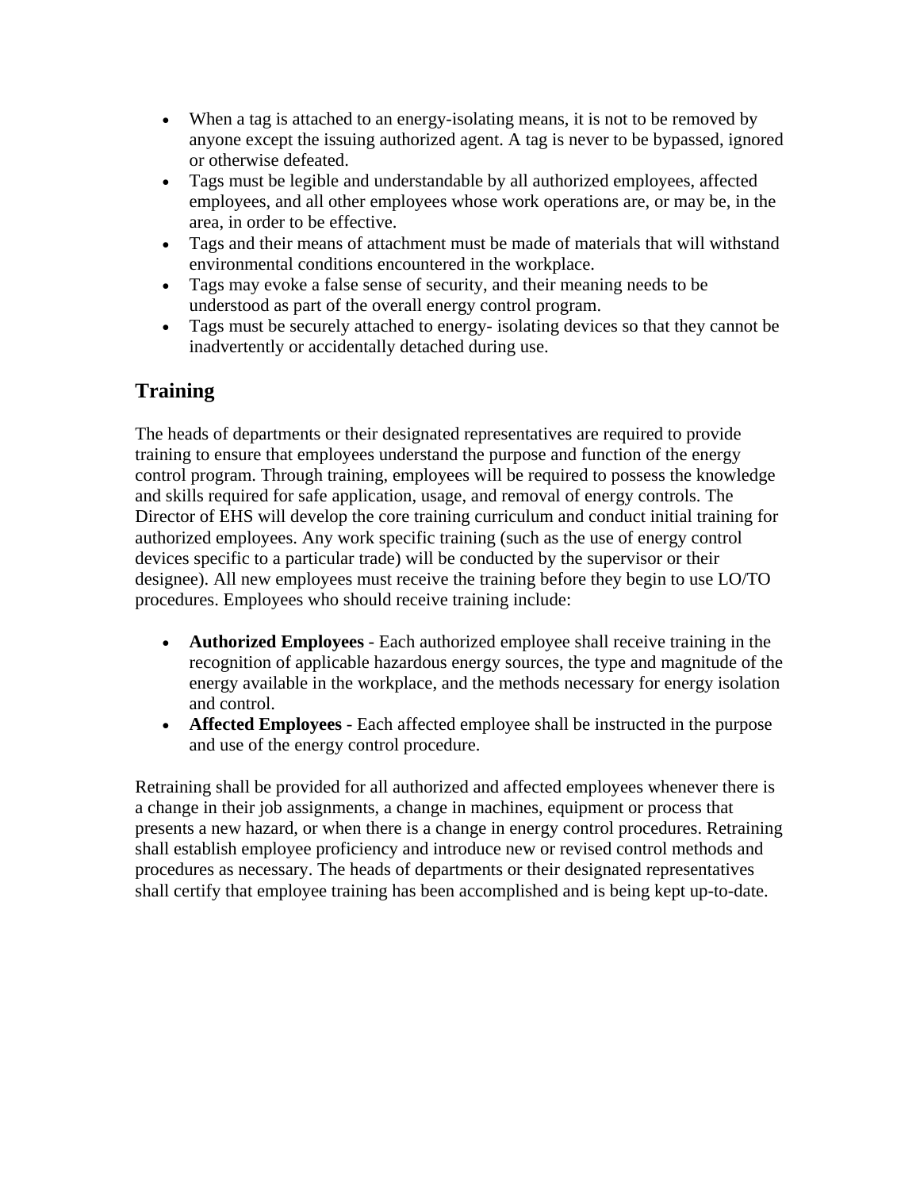- When a tag is attached to an energy-isolating means, it is not to be removed by anyone except the issuing authorized agent. A tag is never to be bypassed, ignored or otherwise defeated.
- Tags must be legible and understandable by all authorized employees, affected employees, and all other employees whose work operations are, or may be, in the area, in order to be effective.
- Tags and their means of attachment must be made of materials that will withstand environmental conditions encountered in the workplace.
- Tags may evoke a false sense of security, and their meaning needs to be understood as part of the overall energy control program.
- Tags must be securely attached to energy- isolating devices so that they cannot be inadvertently or accidentally detached during use.

## Training

The heads of departments or their designated representatives are required to provide training to ensure that employees understand the purpose and function of the energy control program. Through training, employees will be required to possess the knowledge and skills required for safe application, usage, and removal of energy controls. The Director of EHS will develop the core training curriculum and conduct initial training for authorized employees. Any work specific training (such as the use of energy control devices specific to a particular trade) will be conducted by the supervisor or their designee). All new employees must receive the training before they begin to use LO/TO procedures. Employees who should receive training include:

- **Authorized Employees** - Each authorized employee shall receive training in the recognition of applicable hazardous energy sources, the type and magnitude of the energy available in the workplace, and the methods necessary for energy isolation and control.
- **Affected Employees** - Each affected employee shall be instructed in the purpose and use of the energy control procedure.

Retraining shall be provided for all authorized and affected employees whenever there is a change in their job assignments, a change in machines, equipment or process that presents a new hazard, or when there is a change in energy control procedures. Retraining shall establish employee proficiency and introduce new or revised control methods and procedures as necessary. The heads of departments or their designated representatives shall certify that employee training has been accomplished and is being kept up-to-date.